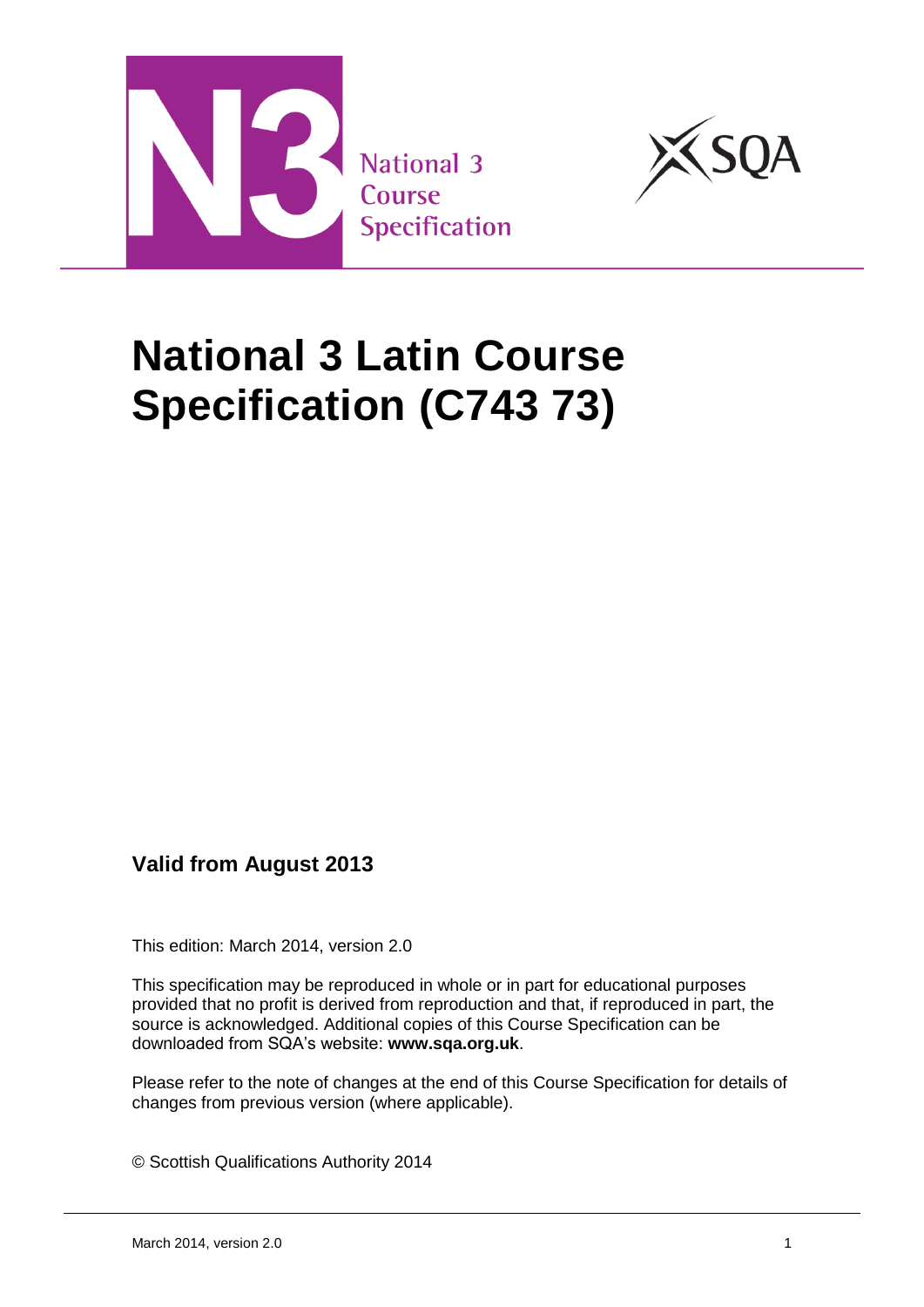National 3 Course Specification

# National 3 Latin Course Specification (C743 73)

**Valid from August 2013**

This edition: March 2014, version 2.0

This specification may be reproduced in whole or in part for educational purposes provided that no profit is derived from reproduction and that, if reproduced in part, the source is acknowledged. Additional copies of this Course Specification can be downloaded from SQA's website: **www.sqa.org.uk**.

Please refer to the note of changes at the end of this Course Specification for details of changes from previous version (where applicable).

© Scottish Qualifications Authority 2014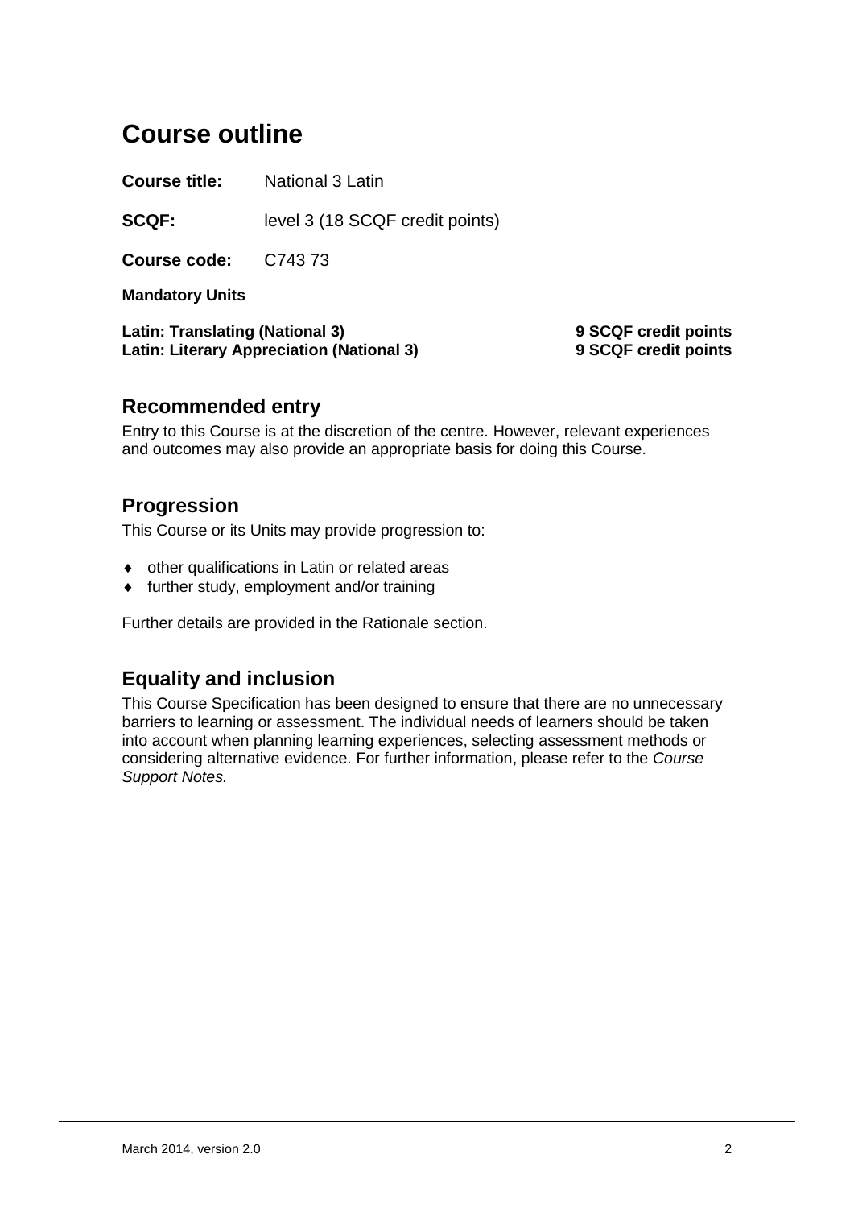# Course outline

**Course title:** National 3 Latin

**SCQF:** level 3 (18 SCQF credit points)

**Course code:** C743 73

**Mandatory Units**

| | |
|---|---|
| **Latin: Translating (National 3)** | **9 SCQF credit points** |
| **Latin: Literary Appreciation (National 3)** | **9 SCQF credit points** |

## Recommended entry

Entry to this Course is at the discretion of the centre. However, relevant experiences and outcomes may also provide an appropriate basis for doing this Course.

## Progression

This Course or its Units may provide progression to:

- other qualifications in Latin or related areas
- further study, employment and/or training

Further details are provided in the Rationale section.

## Equality and inclusion

This Course Specification has been designed to ensure that there are no unnecessary barriers to learning or assessment. The individual needs of learners should be taken into account when planning learning experiences, selecting assessment methods or considering alternative evidence. For further information, please refer to the *Course Support Notes.*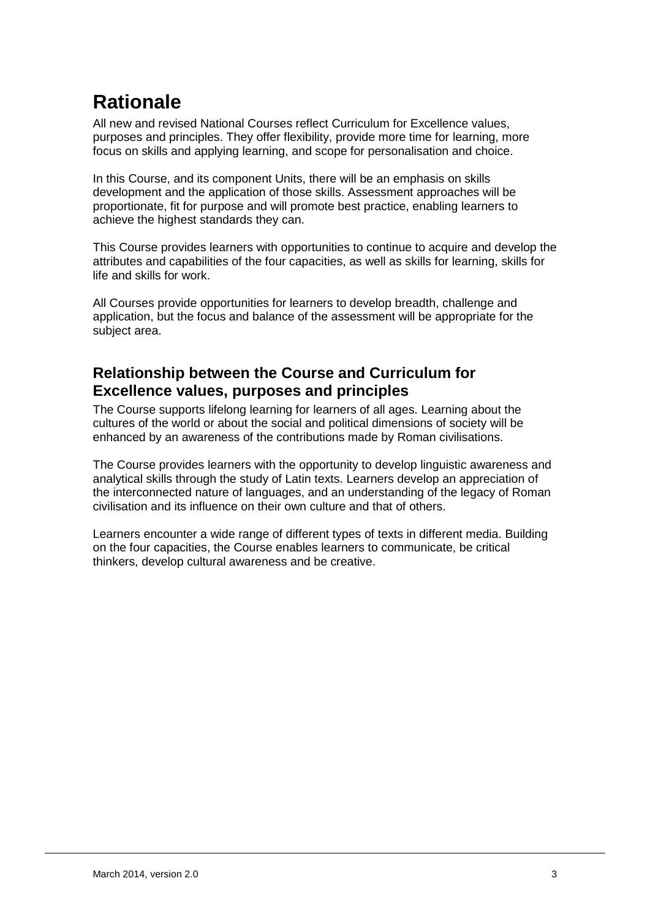# Rationale

All new and revised National Courses reflect Curriculum for Excellence values, purposes and principles. They offer flexibility, provide more time for learning, more focus on skills and applying learning, and scope for personalisation and choice.

In this Course, and its component Units, there will be an emphasis on skills development and the application of those skills. Assessment approaches will be proportionate, fit for purpose and will promote best practice, enabling learners to achieve the highest standards they can.

This Course provides learners with opportunities to continue to acquire and develop the attributes and capabilities of the four capacities, as well as skills for learning, skills for life and skills for work.

All Courses provide opportunities for learners to develop breadth, challenge and application, but the focus and balance of the assessment will be appropriate for the subject area.

## Relationship between the Course and Curriculum for Excellence values, purposes and principles

The Course supports lifelong learning for learners of all ages. Learning about the cultures of the world or about the social and political dimensions of society will be enhanced by an awareness of the contributions made by Roman civilisations.

The Course provides learners with the opportunity to develop linguistic awareness and analytical skills through the study of Latin texts. Learners develop an appreciation of the interconnected nature of languages, and an understanding of the legacy of Roman civilisation and its influence on their own culture and that of others.

Learners encounter a wide range of different types of texts in different media. Building on the four capacities, the Course enables learners to communicate, be critical thinkers, develop cultural awareness and be creative.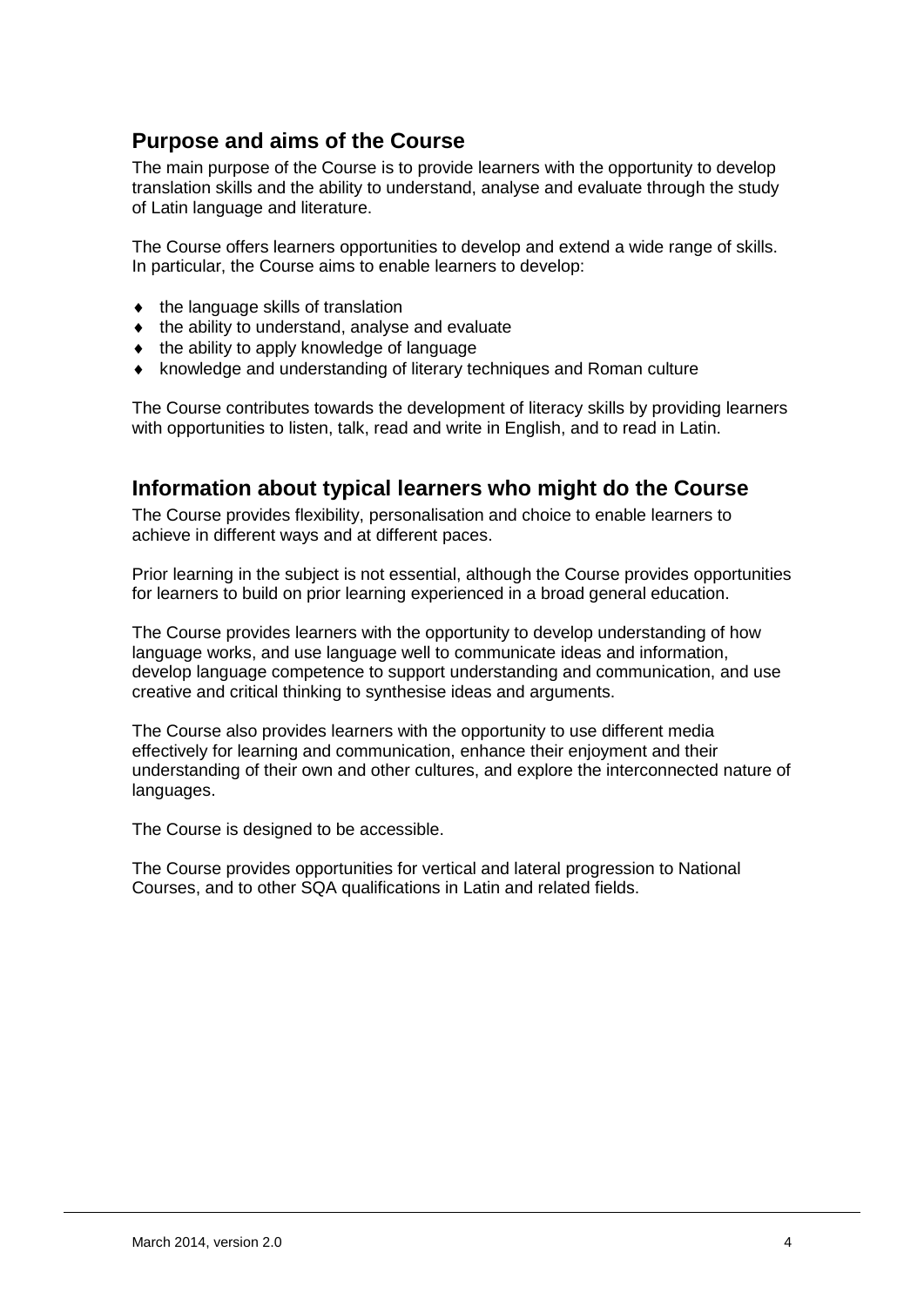## Purpose and aims of the Course

The main purpose of the Course is to provide learners with the opportunity to develop translation skills and the ability to understand, analyse and evaluate through the study of Latin language and literature.

The Course offers learners opportunities to develop and extend a wide range of skills. In particular, the Course aims to enable learners to develop:

- the language skills of translation
- the ability to understand, analyse and evaluate
- the ability to apply knowledge of language
- knowledge and understanding of literary techniques and Roman culture

The Course contributes towards the development of literacy skills by providing learners with opportunities to listen, talk, read and write in English, and to read in Latin.

## Information about typical learners who might do the Course

The Course provides flexibility, personalisation and choice to enable learners to achieve in different ways and at different paces.

Prior learning in the subject is not essential, although the Course provides opportunities for learners to build on prior learning experienced in a broad general education.

The Course provides learners with the opportunity to develop understanding of how language works, and use language well to communicate ideas and information, develop language competence to support understanding and communication, and use creative and critical thinking to synthesise ideas and arguments.

The Course also provides learners with the opportunity to use different media effectively for learning and communication, enhance their enjoyment and their understanding of their own and other cultures, and explore the interconnected nature of languages.

The Course is designed to be accessible.

The Course provides opportunities for vertical and lateral progression to National Courses, and to other SQA qualifications in Latin and related fields.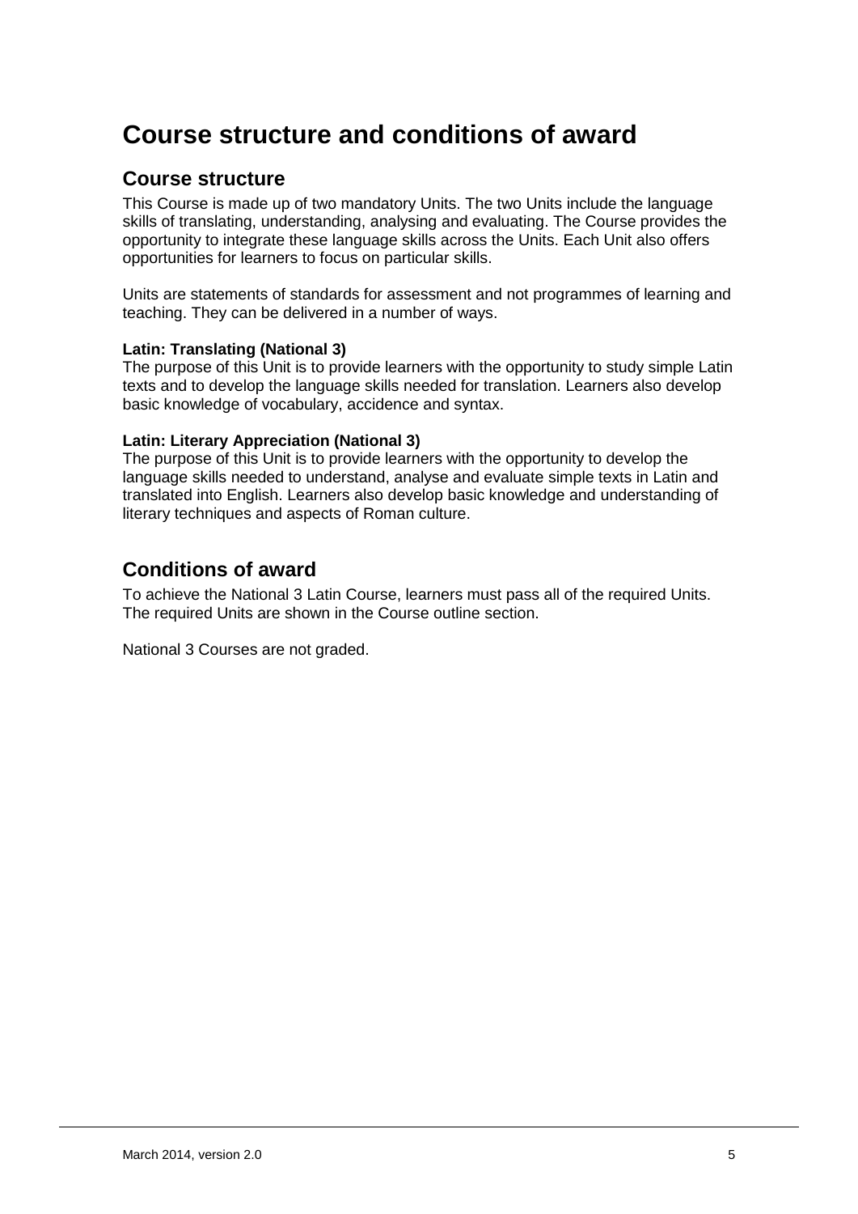# Course structure and conditions of award

## Course structure

This Course is made up of two mandatory Units. The two Units include the language skills of translating, understanding, analysing and evaluating. The Course provides the opportunity to integrate these language skills across the Units. Each Unit also offers opportunities for learners to focus on particular skills.

Units are statements of standards for assessment and not programmes of learning and teaching. They can be delivered in a number of ways.

**Latin: Translating (National 3)**
The purpose of this Unit is to provide learners with the opportunity to study simple Latin texts and to develop the language skills needed for translation. Learners also develop basic knowledge of vocabulary, accidence and syntax.

**Latin: Literary Appreciation (National 3)**
The purpose of this Unit is to provide learners with the opportunity to develop the language skills needed to understand, analyse and evaluate simple texts in Latin and translated into English. Learners also develop basic knowledge and understanding of literary techniques and aspects of Roman culture.

## Conditions of award

To achieve the National 3 Latin Course, learners must pass all of the required Units. The required Units are shown in the Course outline section.

National 3 Courses are not graded.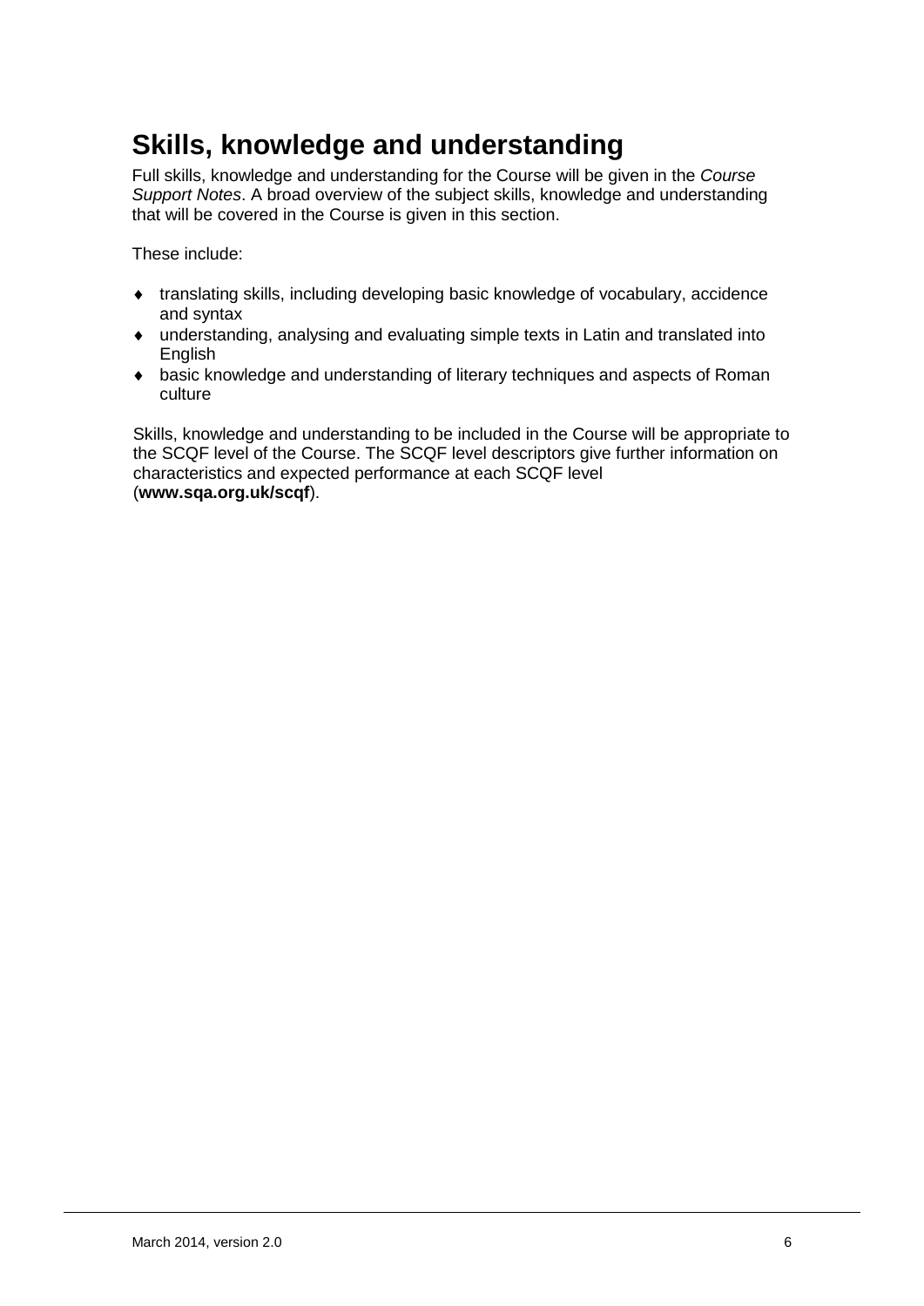# Skills, knowledge and understanding

Full skills, knowledge and understanding for the Course will be given in the *Course Support Notes*. A broad overview of the subject skills, knowledge and understanding that will be covered in the Course is given in this section.

These include:

- translating skills, including developing basic knowledge of vocabulary, accidence and syntax
- understanding, analysing and evaluating simple texts in Latin and translated into English
- basic knowledge and understanding of literary techniques and aspects of Roman culture

Skills, knowledge and understanding to be included in the Course will be appropriate to the SCQF level of the Course. The SCQF level descriptors give further information on characteristics and expected performance at each SCQF level (**www.sqa.org.uk/scqf**).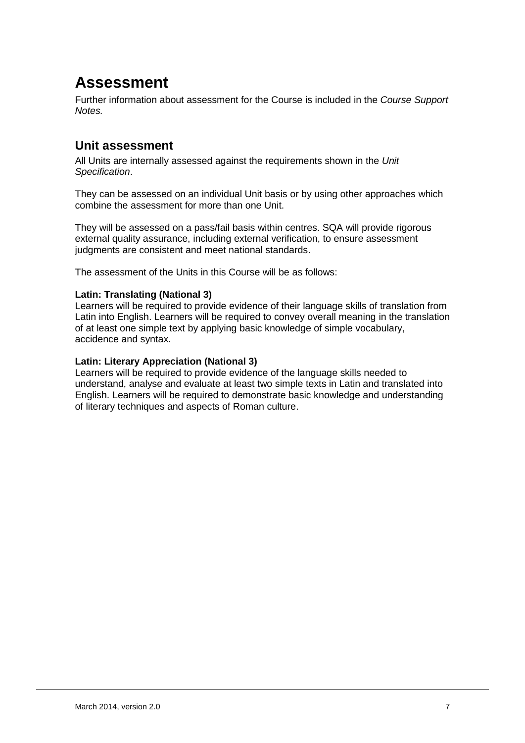# Assessment

Further information about assessment for the Course is included in the *Course Support Notes.*

## Unit assessment

All Units are internally assessed against the requirements shown in the *Unit Specification*.

They can be assessed on an individual Unit basis or by using other approaches which combine the assessment for more than one Unit.

They will be assessed on a pass/fail basis within centres. SQA will provide rigorous external quality assurance, including external verification, to ensure assessment judgments are consistent and meet national standards.

The assessment of the Units in this Course will be as follows:

**Latin: Translating (National 3)**
Learners will be required to provide evidence of their language skills of translation from Latin into English. Learners will be required to convey overall meaning in the translation of at least one simple text by applying basic knowledge of simple vocabulary, accidence and syntax.

**Latin: Literary Appreciation (National 3)**
Learners will be required to provide evidence of the language skills needed to understand, analyse and evaluate at least two simple texts in Latin and translated into English. Learners will be required to demonstrate basic knowledge and understanding of literary techniques and aspects of Roman culture.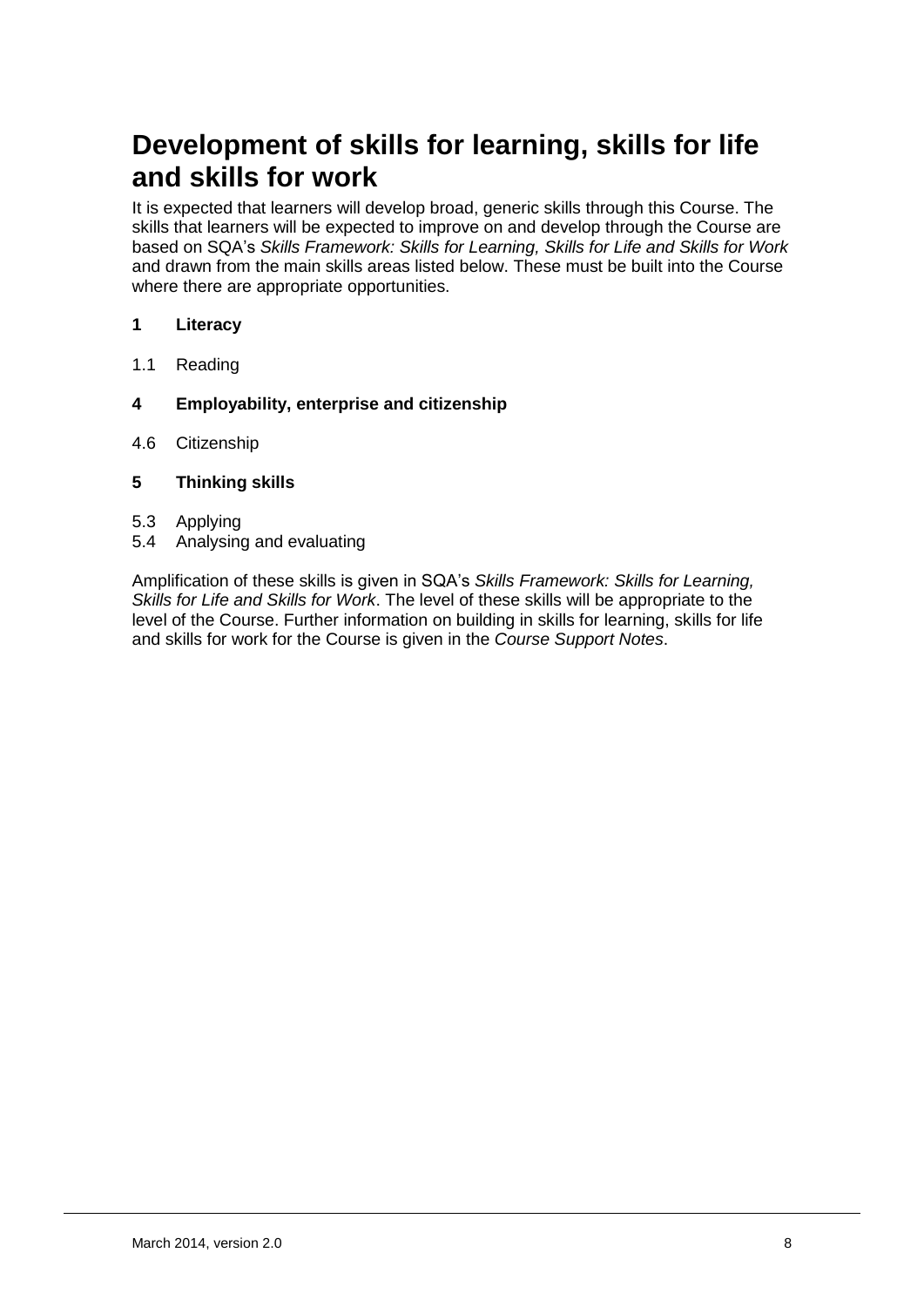# Development of skills for learning, skills for life and skills for work

It is expected that learners will develop broad, generic skills through this Course. The skills that learners will be expected to improve on and develop through the Course are based on SQA's *Skills Framework: Skills for Learning, Skills for Life and Skills for Work* and drawn from the main skills areas listed below. These must be built into the Course where there are appropriate opportunities.

**1 Literacy**

1.1 Reading

**4 Employability, enterprise and citizenship**

4.6 Citizenship

**5 Thinking skills**

5.3 Applying
5.4 Analysing and evaluating

Amplification of these skills is given in SQA's *Skills Framework: Skills for Learning, Skills for Life and Skills for Work*. The level of these skills will be appropriate to the level of the Course. Further information on building in skills for learning, skills for life and skills for work for the Course is given in the *Course Support Notes*.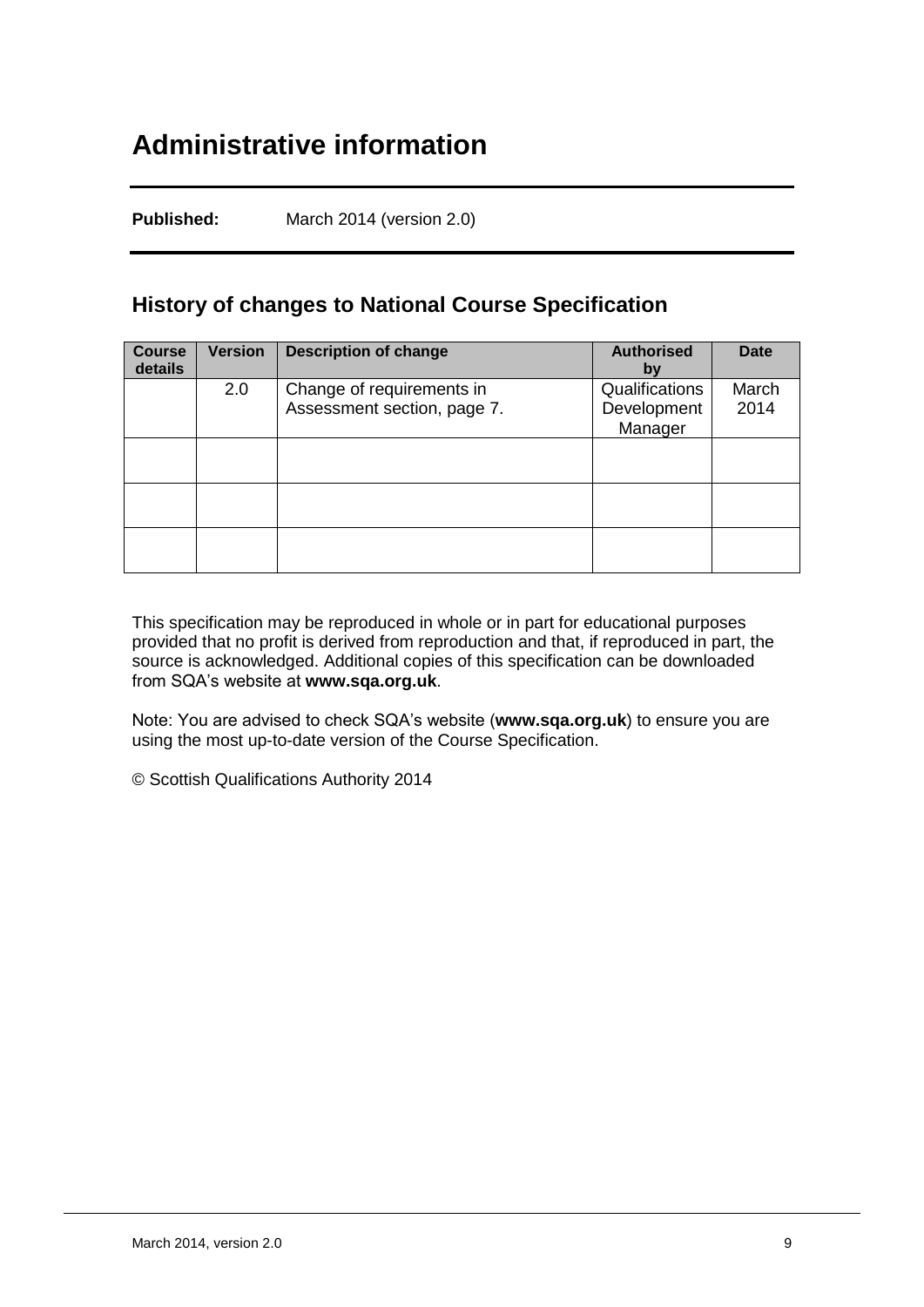# Administrative information

**Published:** March 2014 (version 2.0)

## History of changes to National Course Specification

| Course details | Version | Description of change | Authorised by | Date |
|---|---|---|---|---|
| | 2.0 | Change of requirements in Assessment section, page 7. | Qualifications Development Manager | March 2014 |
| | | | | |
| | | | | |
| | | | | |

This specification may be reproduced in whole or in part for educational purposes provided that no profit is derived from reproduction and that, if reproduced in part, the source is acknowledged. Additional copies of this specification can be downloaded from SQA's website at **www.sqa.org.uk**.

Note: You are advised to check SQA's website (**www.sqa.org.uk**) to ensure you are using the most up-to-date version of the Course Specification.

© Scottish Qualifications Authority 2014